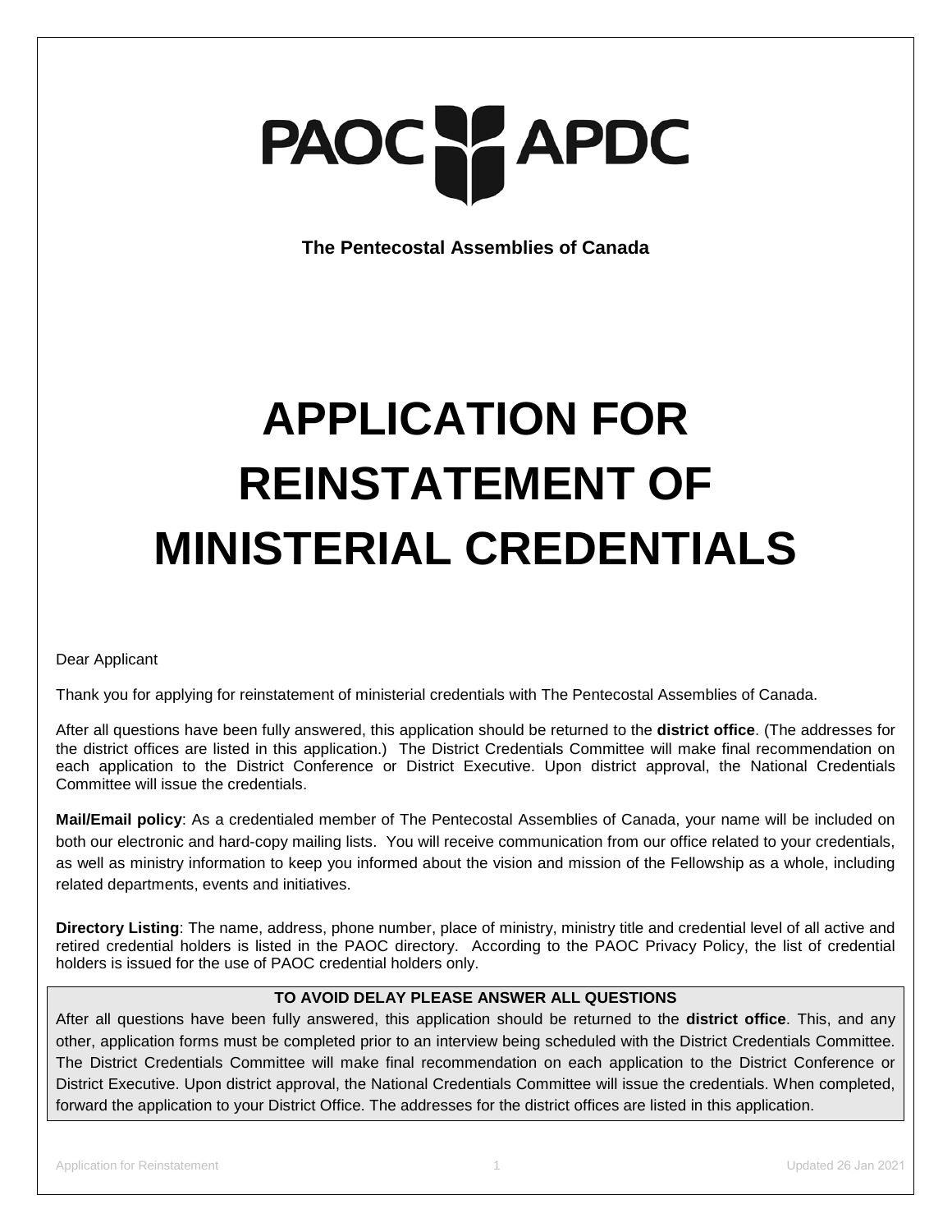PAOC APDC

**The Pentecostal Assemblies of Canada**

# APPLICATION FOR REINSTATEMENT OF MINISTERIAL CREDENTIALS

Dear Applicant

Thank you for applying for reinstatement of ministerial credentials with The Pentecostal Assemblies of Canada.

After all questions have been fully answered, this application should be returned to the **district office**. (The addresses for the district offices are listed in this application.) The District Credentials Committee will make final recommendation on each application to the District Conference or District Executive. Upon district approval, the National Credentials Committee will issue the credentials.

**Mail/Email policy**: As a credentialed member of The Pentecostal Assemblies of Canada, your name will be included on both our electronic and hard-copy mailing lists. You will receive communication from our office related to your credentials, as well as ministry information to keep you informed about the vision and mission of the Fellowship as a whole, including related departments, events and initiatives.

**Directory Listing**: The name, address, phone number, place of ministry, ministry title and credential level of all active and retired credential holders is listed in the PAOC directory. According to the PAOC Privacy Policy, the list of credential holders is issued for the use of PAOC credential holders only.

**TO AVOID DELAY PLEASE ANSWER ALL QUESTIONS**

After all questions have been fully answered, this application should be returned to the **district office**. This, and any other, application forms must be completed prior to an interview being scheduled with the District Credentials Committee. The District Credentials Committee will make final recommendation on each application to the District Conference or District Executive. Upon district approval, the National Credentials Committee will issue the credentials. When completed, forward the application to your District Office. The addresses for the district offices are listed in this application.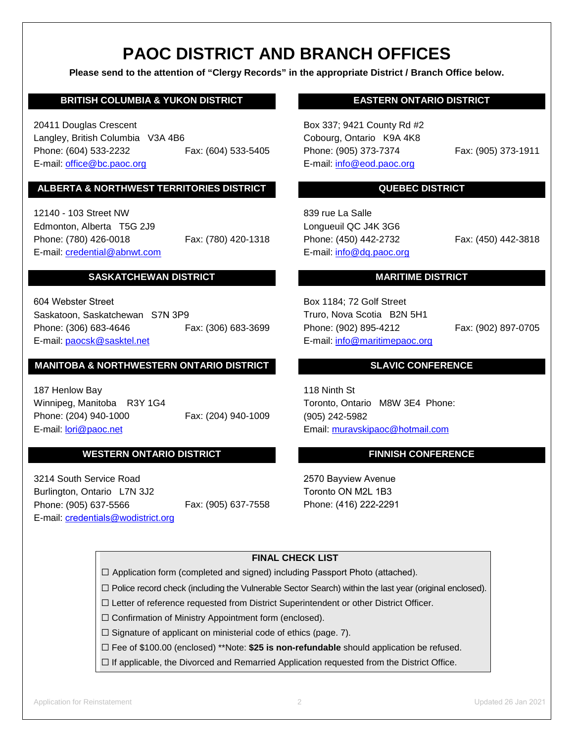# PAOC DISTRICT AND BRANCH OFFICES

**Please send to the attention of "Clergy Records" in the appropriate District / Branch Office below.**

## BRITISH COLUMBIA & YUKON DISTRICT

20411 Douglas Crescent
Langley, British Columbia V3A 4B6
Phone: (604) 533-2232 Fax: (604) 533-5405
E-mail: office@bc.paoc.org

## ALBERTA & NORTHWEST TERRITORIES DISTRICT

12140 - 103 Street NW
Edmonton, Alberta T5G 2J9
Phone: (780) 426-0018 Fax: (780) 420-1318
E-mail: credential@abnwt.com

## SASKATCHEWAN DISTRICT

604 Webster Street
Saskatoon, Saskatchewan S7N 3P9
Phone: (306) 683-4646 Fax: (306) 683-3699
E-mail: paocsk@sasktel.net

## MANITOBA & NORTHWESTERN ONTARIO DISTRICT

187 Henlow Bay
Winnipeg, Manitoba R3Y 1G4
Phone: (204) 940-1000 Fax: (204) 940-1009
E-mail: lori@paoc.net

## WESTERN ONTARIO DISTRICT

3214 South Service Road
Burlington, Ontario L7N 3J2
Phone: (905) 637-5566 Fax: (905) 637-7558
E-mail: credentials@wodistrict.org

## EASTERN ONTARIO DISTRICT

Box 337; 9421 County Rd #2
Cobourg, Ontario K9A 4K8
Phone: (905) 373-7374 Fax: (905) 373-1911
E-mail: info@eod.paoc.org

## QUEBEC DISTRICT

839 rue La Salle
Longueuil QC J4K 3G6
Phone: (450) 442-2732 Fax: (450) 442-3818
E-mail: info@dq.paoc.org

## MARITIME DISTRICT

Box 1184; 72 Golf Street
Truro, Nova Scotia B2N 5H1
Phone: (902) 895-4212 Fax: (902) 897-0705
E-mail: info@maritimepaoc.org

## SLAVIC CONFERENCE

118 Ninth St
Toronto, Ontario M8W 3E4 Phone:
(905) 242-5982
Email: muravskipaoc@hotmail.com

## FINNISH CONFERENCE

2570 Bayview Avenue
Toronto ON M2L 1B3
Phone: (416) 222-2291

### FINAL CHECK LIST

- ☐ Application form (completed and signed) including Passport Photo (attached).
- ☐ Police record check (including the Vulnerable Sector Search) within the last year (original enclosed).
- ☐ Letter of reference requested from District Superintendent or other District Officer.
- ☐ Confirmation of Ministry Appointment form (enclosed).
- ☐ Signature of applicant on ministerial code of ethics (page. 7).
- ☐ Fee of $100.00 (enclosed) **Note: **$25 is non-refundable** should application be refused.
- ☐ If applicable, the Divorced and Remarried Application requested from the District Office.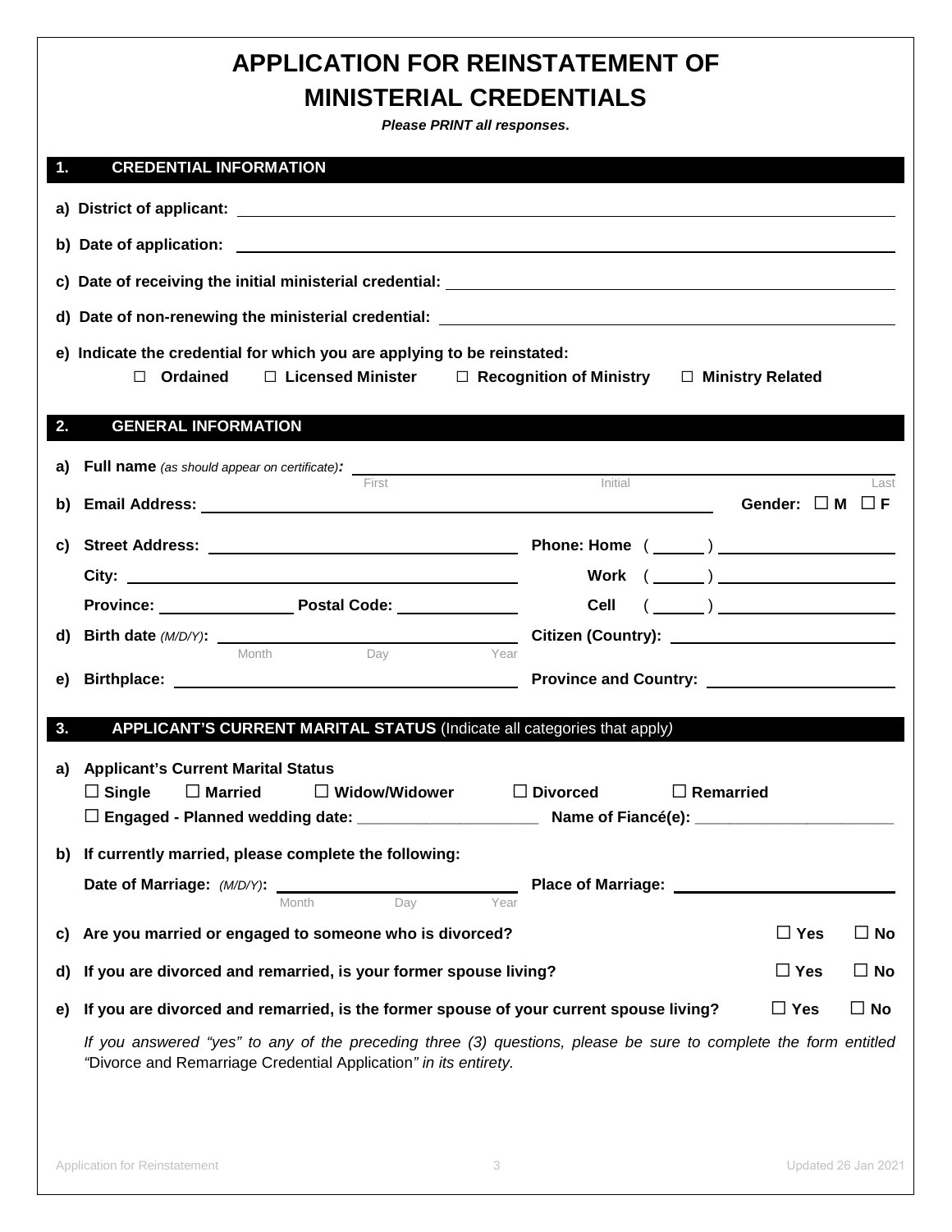# APPLICATION FOR REINSTATEMENT OF MINISTERIAL CREDENTIALS

***Please PRINT all responses.***

## 1. CREDENTIAL INFORMATION

**a) District of applicant:** \_\_\_\_\_\_\_\_\_\_\_\_\_\_\_\_\_\_\_\_

**b) Date of application:** \_\_\_\_\_\_\_\_\_\_\_\_\_\_\_\_\_\_\_\_

**c) Date of receiving the initial ministerial credential:** \_\_\_\_\_\_\_\_\_\_\_\_\_\_\_\_\_\_\_\_

**d) Date of non-renewing the ministerial credential:** \_\_\_\_\_\_\_\_\_\_\_\_\_\_\_\_\_\_\_\_

**e) Indicate the credential for which you are applying to be reinstated:**

☐ **Ordained** ☐ **Licensed Minister** ☐ **Recognition of Ministry** ☐ **Ministry Related**

## 2. GENERAL INFORMATION

**a) Full name** *(as should appear on certificate)***:** \_\_\_\_\_\_\_\_\_\_ First \_\_\_\_\_\_\_\_\_\_ Initial \_\_\_\_\_\_\_\_\_\_ Last

**b) Email Address:** \_\_\_\_\_\_\_\_\_\_\_\_\_\_\_\_\_\_\_\_ **Gender:** ☐ **M** ☐ **F**

**c) Street Address:** \_\_\_\_\_\_\_\_\_\_\_\_\_\_\_\_\_\_\_\_ **Phone: Home** ( \_\_\_\_ ) \_\_\_\_\_\_\_\_\_\_

**City:** \_\_\_\_\_\_\_\_\_\_\_\_\_\_\_\_\_\_\_\_ **Work** ( \_\_\_\_ ) \_\_\_\_\_\_\_\_\_\_

**Province:** \_\_\_\_\_\_\_\_\_\_ **Postal Code:** \_\_\_\_\_\_\_\_\_\_ **Cell** ( \_\_\_\_ ) \_\_\_\_\_\_\_\_\_\_

**d) Birth date** *(M/D/Y)***:** \_\_\_\_\_\_ Month \_\_\_\_\_\_ Day \_\_\_\_\_\_ Year **Citizen (Country):** \_\_\_\_\_\_\_\_\_\_

**e) Birthplace:** \_\_\_\_\_\_\_\_\_\_\_\_\_\_\_\_\_\_\_\_ **Province and Country:** \_\_\_\_\_\_\_\_\_\_

## 3. APPLICANT'S CURRENT MARITAL STATUS (Indicate all categories that apply)

**a) Applicant's Current Marital Status**

☐ **Single** ☐ **Married** ☐ **Widow/Widower** ☐ **Divorced** ☐ **Remarried**

☐ **Engaged - Planned wedding date:** \_\_\_\_\_\_\_\_\_\_\_\_\_\_\_\_\_\_\_\_ **Name of Fiancé(e):** \_\_\_\_\_\_\_\_\_\_\_\_\_\_\_\_\_\_\_\_

**b) If currently married, please complete the following:**

**Date of Marriage:** *(M/D/Y)***:** \_\_\_\_\_\_ Month \_\_\_\_\_\_ Day \_\_\_\_\_\_ Year **Place of Marriage:** \_\_\_\_\_\_\_\_\_\_

**c) Are you married or engaged to someone who is divorced?** ☐ **Yes** ☐ **No**

**d) If you are divorced and remarried, is your former spouse living?** ☐ **Yes** ☐ **No**

**e) If you are divorced and remarried, is the former spouse of your current spouse living?** ☐ **Yes** ☐ **No**

*If you answered "yes" to any of the preceding three (3) questions, please be sure to complete the form entitled "*Divorce and Remarriage Credential Application*" in its entirety.*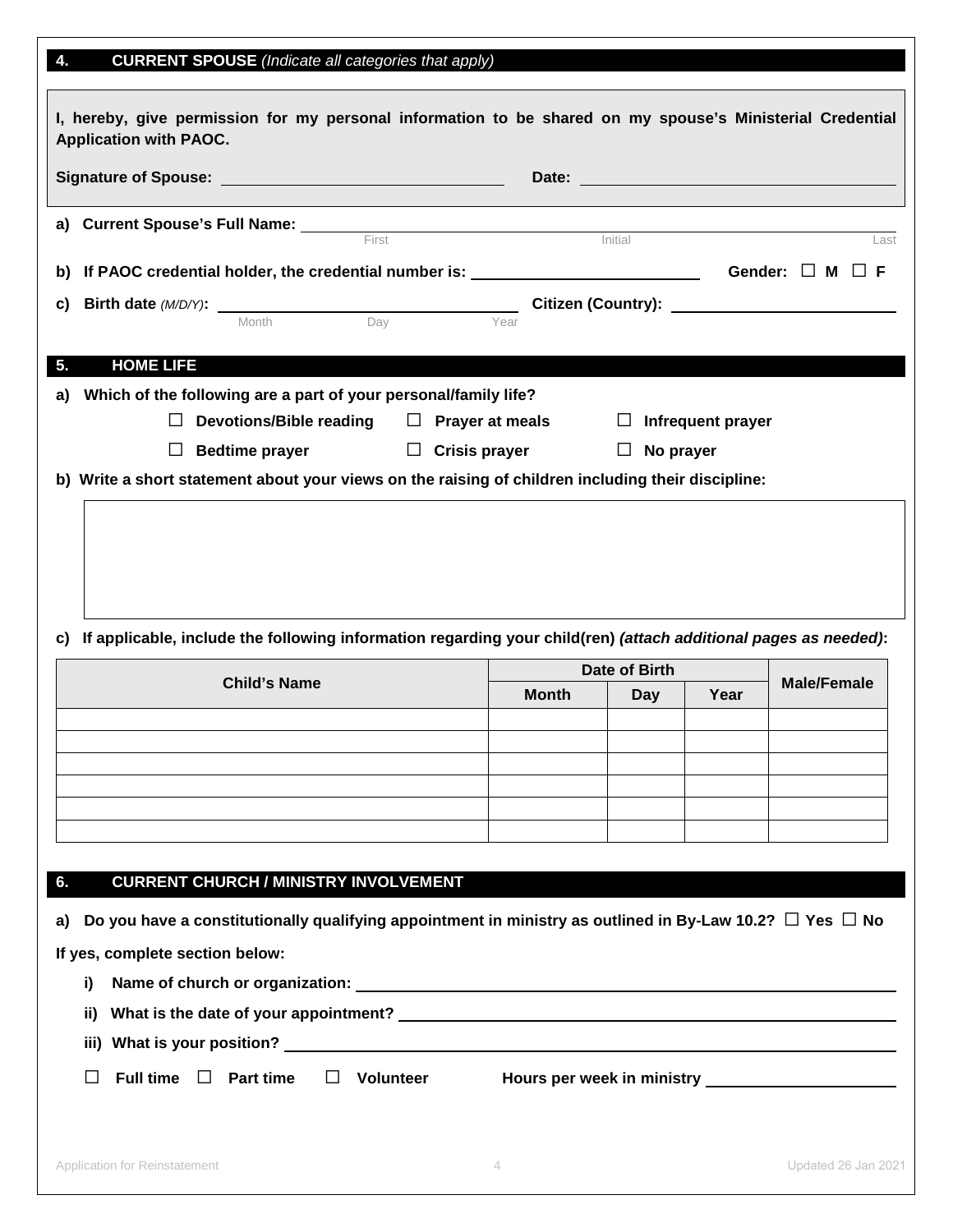## 4. CURRENT SPOUSE *(Indicate all categories that apply)*

**I, hereby, give permission for my personal information to be shared on my spouse's Ministerial Credential Application with PAOC.**

**Signature of Spouse:** ______________________ **Date:** ______________________

**a) Current Spouse's Full Name:** ______________________________________________
First                    Initial                    Last

**b) If PAOC credential holder, the credential number is:** ____________________ **Gender:** ☐ **M** ☐ **F**

**c) Birth date** *(M/D/Y)*: ______________________ **Citizen (Country):** ____________________
Month          Day          Year

## 5. HOME LIFE

**a) Which of the following are a part of your personal/family life?**

☐ **Devotions/Bible reading** ☐ **Prayer at meals** ☐ **Infrequent prayer**

☐ **Bedtime prayer** ☐ **Crisis prayer** ☐ **No prayer**

**b) Write a short statement about your views on the raising of children including their discipline:**

**c) If applicable, include the following information regarding your child(ren)** ***(attach additional pages as needed)*****:**

| Child's Name | Date of Birth | | | Male/Female |
|---|---|---|---|---|
| | Month | Day | Year | |
| | | | | |
| | | | | |
| | | | | |
| | | | | |
| | | | | |
| | | | | |

## 6. CURRENT CHURCH / MINISTRY INVOLVEMENT

**a) Do you have a constitutionally qualifying appointment in ministry as outlined in By-Law 10.2?** ☐ **Yes** ☐ **No**

**If yes, complete section below:**

**i) Name of church or organization:** ______________________________________________

**ii) What is the date of your appointment?** ______________________________________________

**iii) What is your position?** ______________________________________________

☐ **Full time** ☐ **Part time** ☐ **Volunteer** **Hours per week in ministry** ______________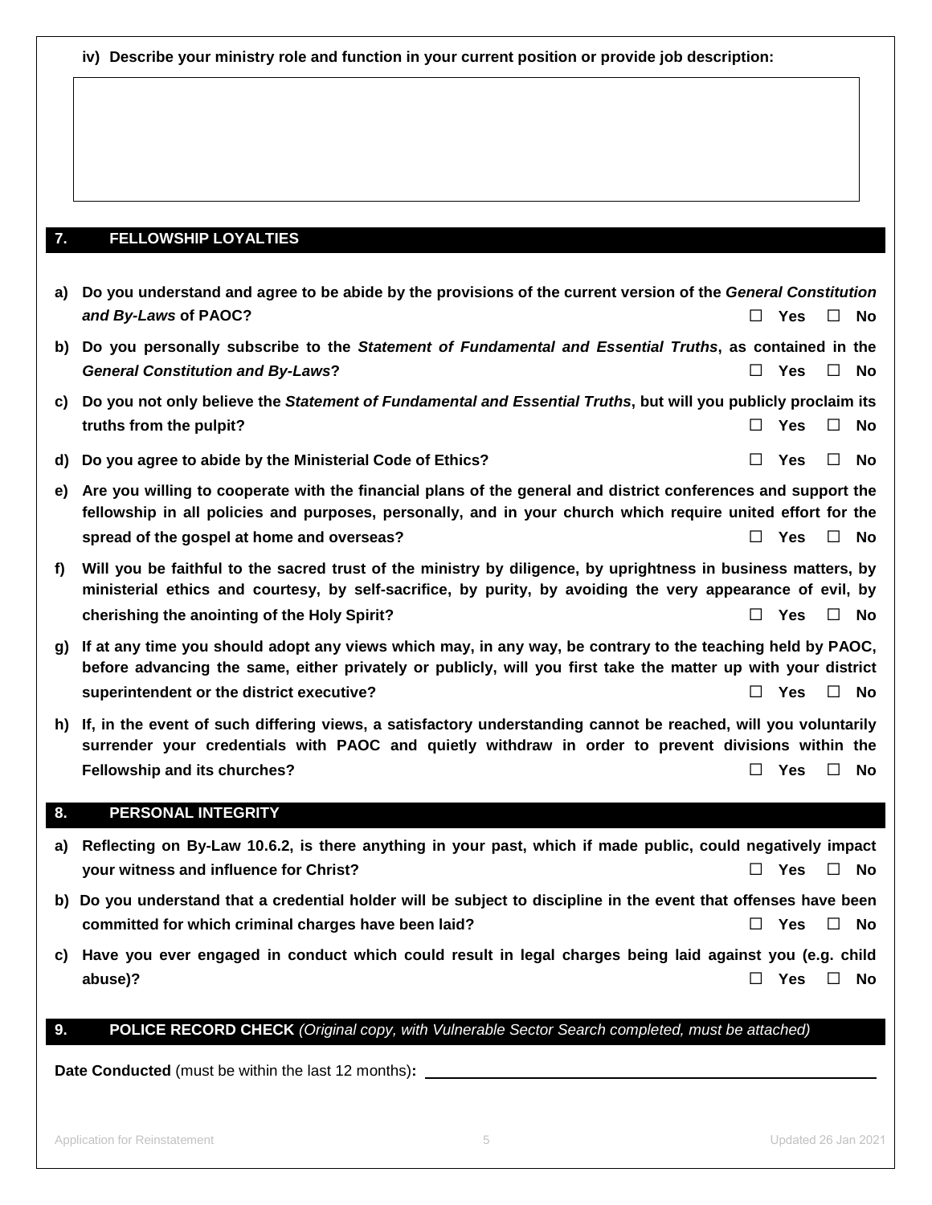**iv) Describe your ministry role and function in your current position or provide job description:**

## 7. FELLOWSHIP LOYALTIES

a) **Do you understand and agree to be abide by the provisions of the current version of the *General Constitution and By-Laws* of PAOC?** ☐ **Yes** ☐ **No**

b) **Do you personally subscribe to the *Statement of Fundamental and Essential Truths*, as contained in the *General Constitution and By-Laws*?** ☐ **Yes** ☐ **No**

c) **Do you not only believe the *Statement of Fundamental and Essential Truths*, but will you publicly proclaim its truths from the pulpit?** ☐ **Yes** ☐ **No**

d) **Do you agree to abide by the Ministerial Code of Ethics?** ☐ **Yes** ☐ **No**

e) **Are you willing to cooperate with the financial plans of the general and district conferences and support the fellowship in all policies and purposes, personally, and in your church which require united effort for the spread of the gospel at home and overseas?** ☐ **Yes** ☐ **No**

f) **Will you be faithful to the sacred trust of the ministry by diligence, by uprightness in business matters, by ministerial ethics and courtesy, by self-sacrifice, by purity, by avoiding the very appearance of evil, by cherishing the anointing of the Holy Spirit?** ☐ **Yes** ☐ **No**

g) **If at any time you should adopt any views which may, in any way, be contrary to the teaching held by PAOC, before advancing the same, either privately or publicly, will you first take the matter up with your district superintendent or the district executive?** ☐ **Yes** ☐ **No**

h) **If, in the event of such differing views, a satisfactory understanding cannot be reached, will you voluntarily surrender your credentials with PAOC and quietly withdraw in order to prevent divisions within the Fellowship and its churches?** ☐ **Yes** ☐ **No**

## 8. PERSONAL INTEGRITY

a) **Reflecting on By-Law 10.6.2, is there anything in your past, which if made public, could negatively impact your witness and influence for Christ?** ☐ **Yes** ☐ **No**

b) **Do you understand that a credential holder will be subject to discipline in the event that offenses have been committed for which criminal charges have been laid?** ☐ **Yes** ☐ **No**

c) **Have you ever engaged in conduct which could result in legal charges being laid against you (e.g. child abuse)?** ☐ **Yes** ☐ **No**

## 9. POLICE RECORD CHECK *(Original copy, with Vulnerable Sector Search completed, must be attached)*

**Date Conducted** (must be within the last 12 months)**:** ______________________________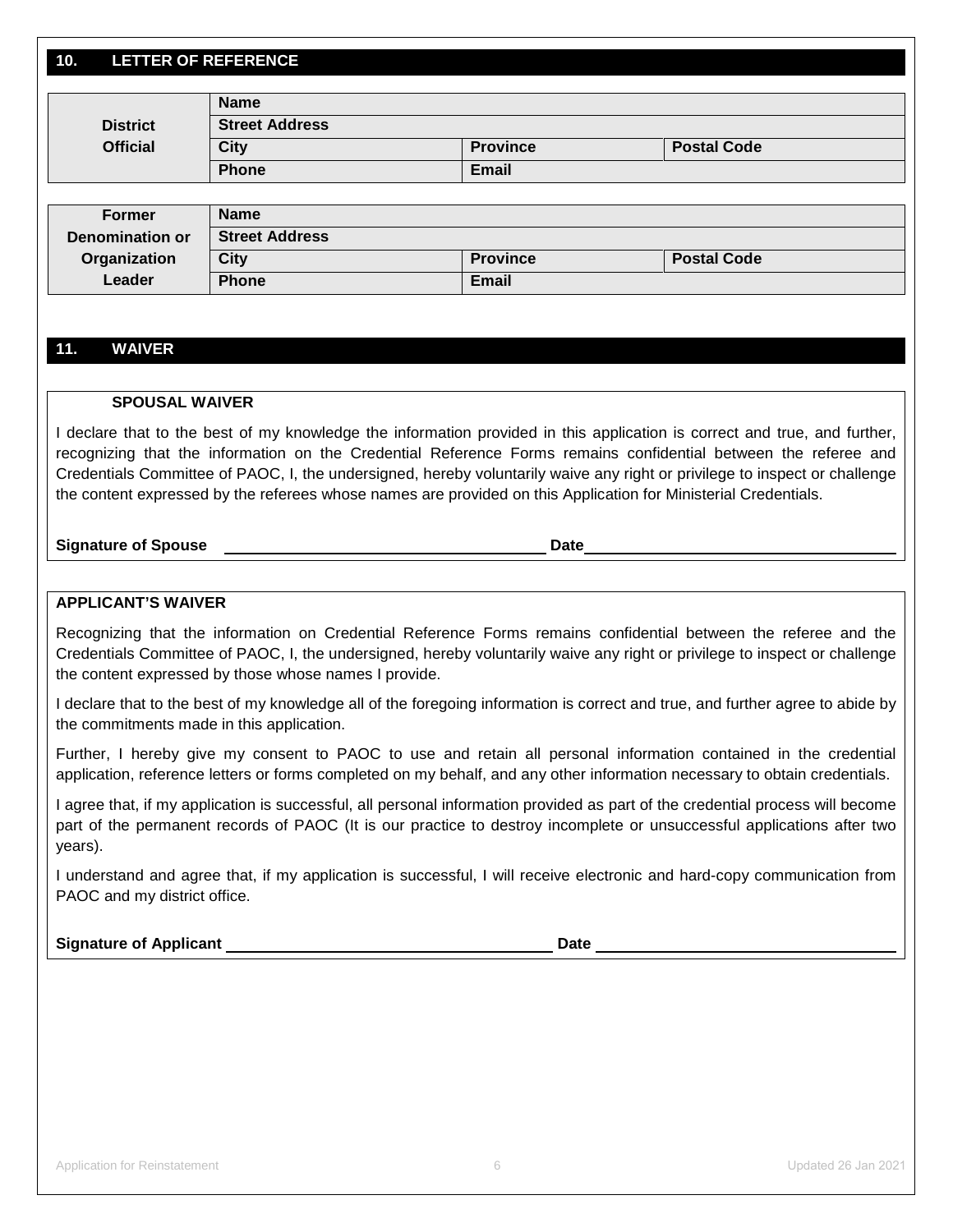## 10. LETTER OF REFERENCE

| | | | |
|---|---|---|---|
| **District Official** | **Name** | | |
| | **Street Address** | | |
| | **City** | **Province** | **Postal Code** |
| | **Phone** | **Email** | |

| | | | |
|---|---|---|---|
| **Former Denomination or Organization Leader** | **Name** | | |
| | **Street Address** | | |
| | **City** | **Province** | **Postal Code** |
| | **Phone** | **Email** | |

## 11. WAIVER

**SPOUSAL WAIVER**

I declare that to the best of my knowledge the information provided in this application is correct and true, and further, recognizing that the information on the Credential Reference Forms remains confidential between the referee and Credentials Committee of PAOC, I, the undersigned, hereby voluntarily waive any right or privilege to inspect or challenge the content expressed by the referees whose names are provided on this Application for Ministerial Credentials.

**Signature of Spouse** ______________________________ **Date** ______________________________

**APPLICANT'S WAIVER**

Recognizing that the information on Credential Reference Forms remains confidential between the referee and the Credentials Committee of PAOC, I, the undersigned, hereby voluntarily waive any right or privilege to inspect or challenge the content expressed by those whose names I provide.

I declare that to the best of my knowledge all of the foregoing information is correct and true, and further agree to abide by the commitments made in this application.

Further, I hereby give my consent to PAOC to use and retain all personal information contained in the credential application, reference letters or forms completed on my behalf, and any other information necessary to obtain credentials.

I agree that, if my application is successful, all personal information provided as part of the credential process will become part of the permanent records of PAOC (It is our practice to destroy incomplete or unsuccessful applications after two years).

I understand and agree that, if my application is successful, I will receive electronic and hard-copy communication from PAOC and my district office.

**Signature of Applicant** ______________________________ **Date** ______________________________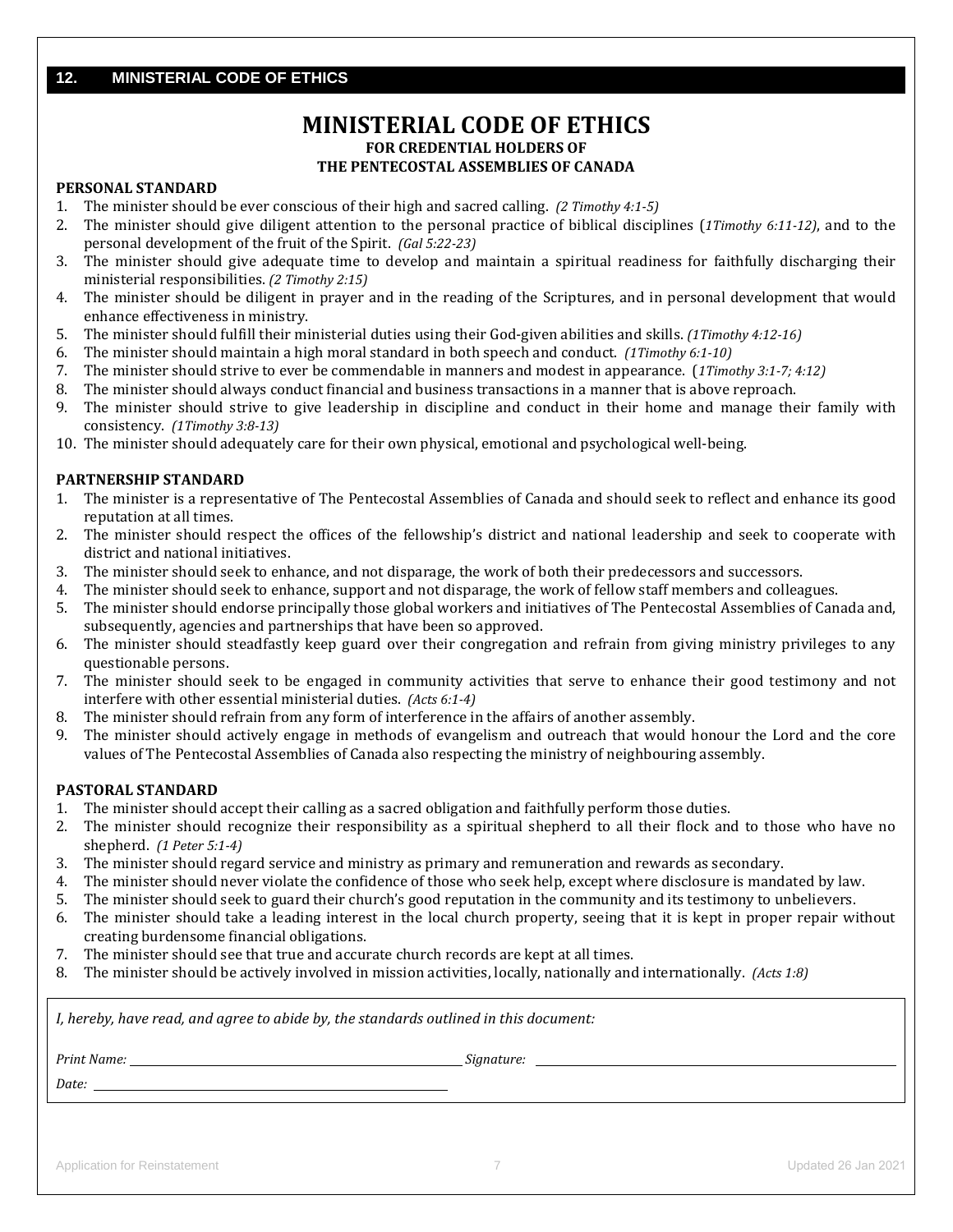## 12. MINISTERIAL CODE OF ETHICS

# MINISTERIAL CODE OF ETHICS

**FOR CREDENTIAL HOLDERS OF**
**THE PENTECOSTAL ASSEMBLIES OF CANADA**

**PERSONAL STANDARD**

1. The minister should be ever conscious of their high and sacred calling. *(2 Timothy 4:1-5)*
2. The minister should give diligent attention to the personal practice of biblical disciplines (*1Timothy 6:11-12)*, and to the personal development of the fruit of the Spirit. *(Gal 5:22-23)*
3. The minister should give adequate time to develop and maintain a spiritual readiness for faithfully discharging their ministerial responsibilities. *(2 Timothy 2:15)*
4. The minister should be diligent in prayer and in the reading of the Scriptures, and in personal development that would enhance effectiveness in ministry.
5. The minister should fulfill their ministerial duties using their God-given abilities and skills. *(1Timothy 4:12-16)*
6. The minister should maintain a high moral standard in both speech and conduct. *(1Timothy 6:1-10)*
7. The minister should strive to ever be commendable in manners and modest in appearance. (*1Timothy 3:1-7; 4:12)*
8. The minister should always conduct financial and business transactions in a manner that is above reproach.
9. The minister should strive to give leadership in discipline and conduct in their home and manage their family with consistency. *(1Timothy 3:8-13)*
10. The minister should adequately care for their own physical, emotional and psychological well-being.

**PARTNERSHIP STANDARD**

1. The minister is a representative of The Pentecostal Assemblies of Canada and should seek to reflect and enhance its good reputation at all times.
2. The minister should respect the offices of the fellowship's district and national leadership and seek to cooperate with district and national initiatives.
3. The minister should seek to enhance, and not disparage, the work of both their predecessors and successors.
4. The minister should seek to enhance, support and not disparage, the work of fellow staff members and colleagues.
5. The minister should endorse principally those global workers and initiatives of The Pentecostal Assemblies of Canada and, subsequently, agencies and partnerships that have been so approved.
6. The minister should steadfastly keep guard over their congregation and refrain from giving ministry privileges to any questionable persons.
7. The minister should seek to be engaged in community activities that serve to enhance their good testimony and not interfere with other essential ministerial duties. *(Acts 6:1-4)*
8. The minister should refrain from any form of interference in the affairs of another assembly.
9. The minister should actively engage in methods of evangelism and outreach that would honour the Lord and the core values of The Pentecostal Assemblies of Canada also respecting the ministry of neighbouring assembly.

**PASTORAL STANDARD**

1. The minister should accept their calling as a sacred obligation and faithfully perform those duties.
2. The minister should recognize their responsibility as a spiritual shepherd to all their flock and to those who have no shepherd. *(1 Peter 5:1-4)*
3. The minister should regard service and ministry as primary and remuneration and rewards as secondary.
4. The minister should never violate the confidence of those who seek help, except where disclosure is mandated by law.
5. The minister should seek to guard their church's good reputation in the community and its testimony to unbelievers.
6. The minister should take a leading interest in the local church property, seeing that it is kept in proper repair without creating burdensome financial obligations.
7. The minister should see that true and accurate church records are kept at all times.
8. The minister should be actively involved in mission activities, locally, nationally and internationally. *(Acts 1:8)*

*I, hereby, have read, and agree to abide by, the standards outlined in this document:*

*Print Name:* ______________________ *Signature:* ______________________

*Date:* ______________________